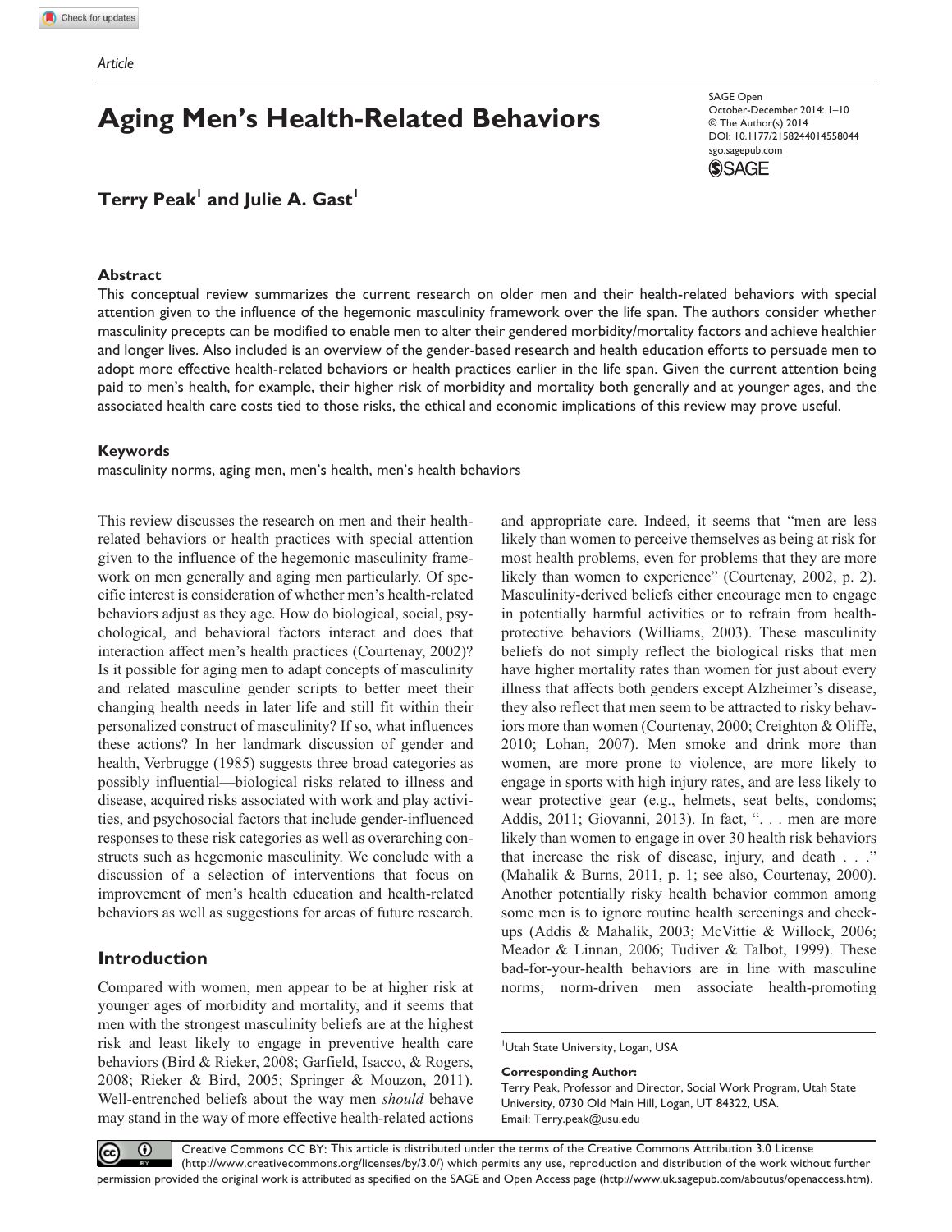Article

# Aging Men's Health-Related Behaviors

SAGE Open
October-December 2014: 1–10
© The Author(s) 2014
DOI: 10.1177/2158244014558044
sgo.sagepub.com

**Terry Peak[1] and Julie A. Gast[1]**

## Abstract

This conceptual review summarizes the current research on older men and their health-related behaviors with special attention given to the influence of the hegemonic masculinity framework over the life span. The authors consider whether masculinity precepts can be modified to enable men to alter their gendered morbidity/mortality factors and achieve healthier and longer lives. Also included is an overview of the gender-based research and health education efforts to persuade men to adopt more effective health-related behaviors or health practices earlier in the life span. Given the current attention being paid to men's health, for example, their higher risk of morbidity and mortality both generally and at younger ages, and the associated health care costs tied to those risks, the ethical and economic implications of this review may prove useful.

### Keywords

masculinity norms, aging men, men's health, men's health behaviors

This review discusses the research on men and their health-related behaviors or health practices with special attention given to the influence of the hegemonic masculinity framework on men generally and aging men particularly. Of specific interest is consideration of whether men's health-related behaviors adjust as they age. How do biological, social, psychological, and behavioral factors interact and does that interaction affect men's health practices (Courtenay, 2002)? Is it possible for aging men to adapt concepts of masculinity and related masculine gender scripts to better meet their changing health needs in later life and still fit within their personalized construct of masculinity? If so, what influences these actions? In her landmark discussion of gender and health, Verbrugge (1985) suggests three broad categories as possibly influential—biological risks related to illness and disease, acquired risks associated with work and play activities, and psychosocial factors that include gender-influenced responses to these risk categories as well as overarching constructs such as hegemonic masculinity. We conclude with a discussion of a selection of interventions that focus on improvement of men's health education and health-related behaviors as well as suggestions for areas of future research.

## Introduction

Compared with women, men appear to be at higher risk at younger ages of morbidity and mortality, and it seems that men with the strongest masculinity beliefs are at the highest risk and least likely to engage in preventive health care behaviors (Bird & Rieker, 2008; Garfield, Isacco, & Rogers, 2008; Rieker & Bird, 2005; Springer & Mouzon, 2011). Well-entrenched beliefs about the way men *should* behave may stand in the way of more effective health-related actions and appropriate care. Indeed, it seems that "men are less likely than women to perceive themselves as being at risk for most health problems, even for problems that they are more likely than women to experience" (Courtenay, 2002, p. 2). Masculinity-derived beliefs either encourage men to engage in potentially harmful activities or to refrain from health-protective behaviors (Williams, 2003). These masculinity beliefs do not simply reflect the biological risks that men have higher mortality rates than women for just about every illness that affects both genders except Alzheimer's disease, they also reflect that men seem to be attracted to risky behaviors more than women (Courtenay, 2000; Creighton & Oliffe, 2010; Lohan, 2007). Men smoke and drink more than women, are more prone to violence, are more likely to engage in sports with high injury rates, and are less likely to wear protective gear (e.g., helmets, seat belts, condoms; Addis, 2011; Giovanni, 2013). In fact, ". . . men are more likely than women to engage in over 30 health risk behaviors that increase the risk of disease, injury, and death . . ." (Mahalik & Burns, 2011, p. 1; see also, Courtenay, 2000). Another potentially risky health behavior common among some men is to ignore routine health screenings and check-ups (Addis & Mahalik, 2003; McVittie & Willock, 2006; Meador & Linnan, 2006; Tudiver & Talbot, 1999). These bad-for-your-health behaviors are in line with masculine norms; norm-driven men associate health-promoting

[1]Utah State University, Logan, USA

**Corresponding Author:**
Terry Peak, Professor and Director, Social Work Program, Utah State University, 0730 Old Main Hill, Logan, UT 84322, USA.
Email: Terry.peak@usu.edu

Creative Commons CC BY: This article is distributed under the terms of the Creative Commons Attribution 3.0 License (http://www.creativecommons.org/licenses/by/3.0/) which permits any use, reproduction and distribution of the work without further permission provided the original work is attributed as specified on the SAGE and Open Access page (http://www.uk.sagepub.com/aboutus/openaccess.htm).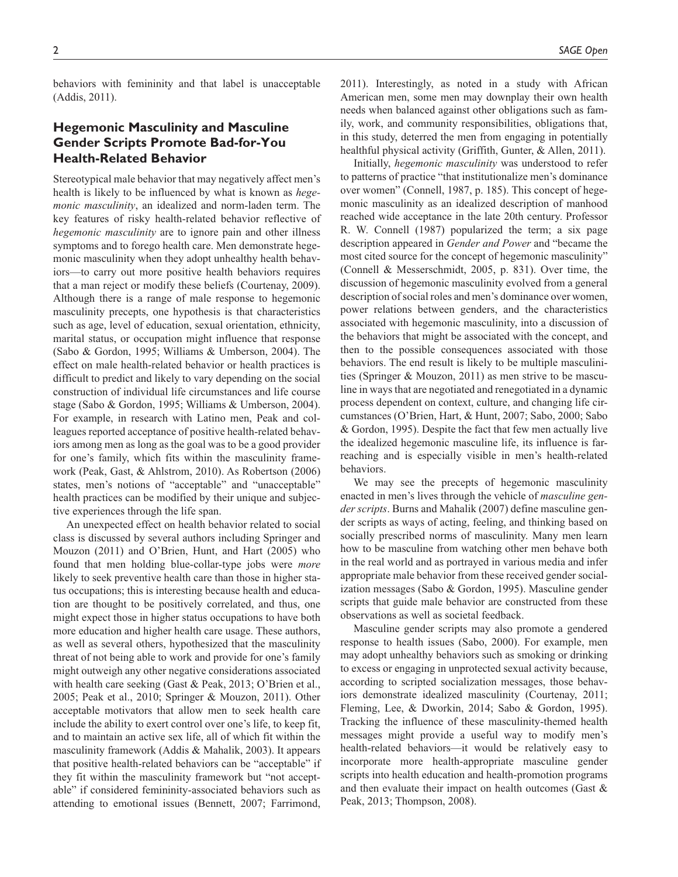behaviors with femininity and that label is unacceptable (Addis, 2011).

## Hegemonic Masculinity and Masculine Gender Scripts Promote Bad-for-You Health-Related Behavior

Stereotypical male behavior that may negatively affect men's health is likely to be influenced by what is known as *hegemonic masculinity*, an idealized and norm-laden term. The key features of risky health-related behavior reflective of *hegemonic masculinity* are to ignore pain and other illness symptoms and to forego health care. Men demonstrate hegemonic masculinity when they adopt unhealthy health behaviors—to carry out more positive health behaviors requires that a man reject or modify these beliefs (Courtenay, 2009). Although there is a range of male response to hegemonic masculinity precepts, one hypothesis is that characteristics such as age, level of education, sexual orientation, ethnicity, marital status, or occupation might influence that response (Sabo & Gordon, 1995; Williams & Umberson, 2004). The effect on male health-related behavior or health practices is difficult to predict and likely to vary depending on the social construction of individual life circumstances and life course stage (Sabo & Gordon, 1995; Williams & Umberson, 2004). For example, in research with Latino men, Peak and colleagues reported acceptance of positive health-related behaviors among men as long as the goal was to be a good provider for one's family, which fits within the masculinity framework (Peak, Gast, & Ahlstrom, 2010). As Robertson (2006) states, men's notions of "acceptable" and "unacceptable" health practices can be modified by their unique and subjective experiences through the life span.

An unexpected effect on health behavior related to social class is discussed by several authors including Springer and Mouzon (2011) and O'Brien, Hunt, and Hart (2005) who found that men holding blue-collar-type jobs were *more* likely to seek preventive health care than those in higher status occupations; this is interesting because health and education are thought to be positively correlated, and thus, one might expect those in higher status occupations to have both more education and higher health care usage. These authors, as well as several others, hypothesized that the masculinity threat of not being able to work and provide for one's family might outweigh any other negative considerations associated with health care seeking (Gast & Peak, 2013; O'Brien et al., 2005; Peak et al., 2010; Springer & Mouzon, 2011). Other acceptable motivators that allow men to seek health care include the ability to exert control over one's life, to keep fit, and to maintain an active sex life, all of which fit within the masculinity framework (Addis & Mahalik, 2003). It appears that positive health-related behaviors can be "acceptable" if they fit within the masculinity framework but "not acceptable" if considered femininity-associated behaviors such as attending to emotional issues (Bennett, 2007; Farrimond, 2011). Interestingly, as noted in a study with African American men, some men may downplay their own health needs when balanced against other obligations such as family, work, and community responsibilities, obligations that, in this study, deterred the men from engaging in potentially healthful physical activity (Griffith, Gunter, & Allen, 2011).

Initially, *hegemonic masculinity* was understood to refer to patterns of practice "that institutionalize men's dominance over women" (Connell, 1987, p. 185). This concept of hegemonic masculinity as an idealized description of manhood reached wide acceptance in the late 20th century. Professor R. W. Connell (1987) popularized the term; a six page description appeared in *Gender and Power* and "became the most cited source for the concept of hegemonic masculinity" (Connell & Messerschmidt, 2005, p. 831). Over time, the discussion of hegemonic masculinity evolved from a general description of social roles and men's dominance over women, power relations between genders, and the characteristics associated with hegemonic masculinity, into a discussion of the behaviors that might be associated with the concept, and then to the possible consequences associated with those behaviors. The end result is likely to be multiple masculinities (Springer & Mouzon, 2011) as men strive to be masculine in ways that are negotiated and renegotiated in a dynamic process dependent on context, culture, and changing life circumstances (O'Brien, Hart, & Hunt, 2007; Sabo, 2000; Sabo & Gordon, 1995). Despite the fact that few men actually live the idealized hegemonic masculine life, its influence is far-reaching and is especially visible in men's health-related behaviors.

We may see the precepts of hegemonic masculinity enacted in men's lives through the vehicle of *masculine gender scripts*. Burns and Mahalik (2007) define masculine gender scripts as ways of acting, feeling, and thinking based on socially prescribed norms of masculinity. Many men learn how to be masculine from watching other men behave both in the real world and as portrayed in various media and infer appropriate male behavior from these received gender socialization messages (Sabo & Gordon, 1995). Masculine gender scripts that guide male behavior are constructed from these observations as well as societal feedback.

Masculine gender scripts may also promote a gendered response to health issues (Sabo, 2000). For example, men may adopt unhealthy behaviors such as smoking or drinking to excess or engaging in unprotected sexual activity because, according to scripted socialization messages, those behaviors demonstrate idealized masculinity (Courtenay, 2011; Fleming, Lee, & Dworkin, 2014; Sabo & Gordon, 1995). Tracking the influence of these masculinity-themed health messages might provide a useful way to modify men's health-related behaviors—it would be relatively easy to incorporate more health-appropriate masculine gender scripts into health education and health-promotion programs and then evaluate their impact on health outcomes (Gast & Peak, 2013; Thompson, 2008).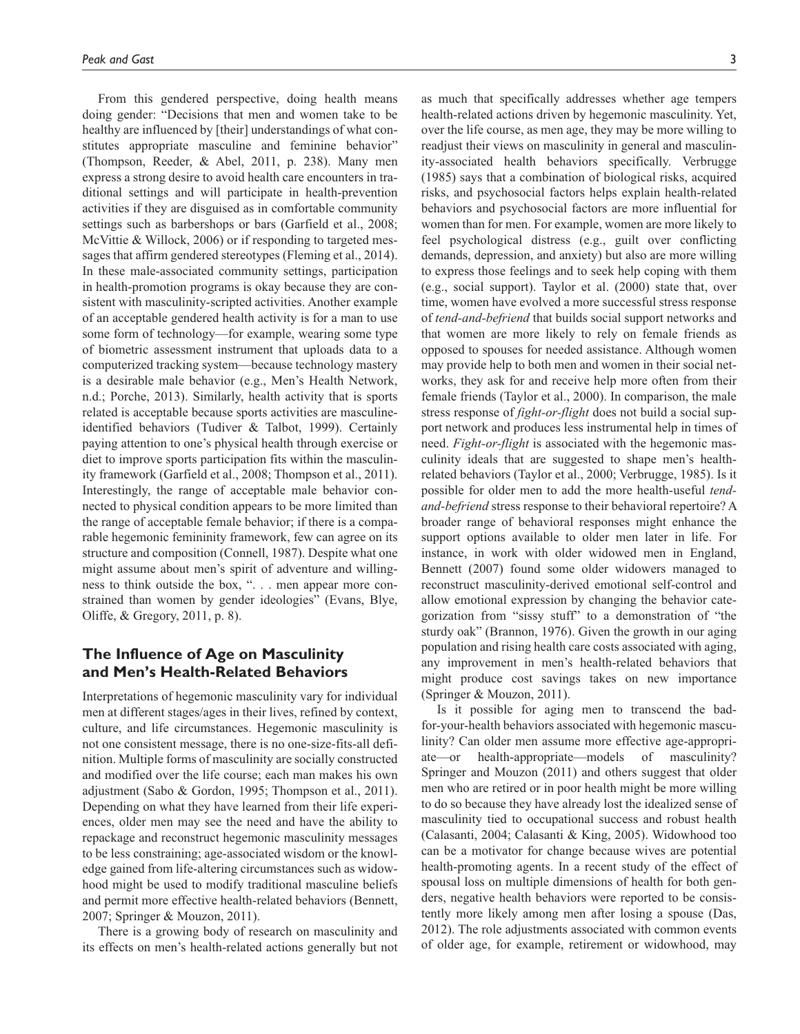From this gendered perspective, doing health means doing gender: "Decisions that men and women take to be healthy are influenced by [their] understandings of what constitutes appropriate masculine and feminine behavior" (Thompson, Reeder, & Abel, 2011, p. 238). Many men express a strong desire to avoid health care encounters in traditional settings and will participate in health-prevention activities if they are disguised as in comfortable community settings such as barbershops or bars (Garfield et al., 2008; McVittie & Willock, 2006) or if responding to targeted messages that affirm gendered stereotypes (Fleming et al., 2014). In these male-associated community settings, participation in health-promotion programs is okay because they are consistent with masculinity-scripted activities. Another example of an acceptable gendered health activity is for a man to use some form of technology—for example, wearing some type of biometric assessment instrument that uploads data to a computerized tracking system—because technology mastery is a desirable male behavior (e.g., Men's Health Network, n.d.; Porche, 2013). Similarly, health activity that is sports related is acceptable because sports activities are masculine-identified behaviors (Tudiver & Talbot, 1999). Certainly paying attention to one's physical health through exercise or diet to improve sports participation fits within the masculinity framework (Garfield et al., 2008; Thompson et al., 2011). Interestingly, the range of acceptable male behavior connected to physical condition appears to be more limited than the range of acceptable female behavior; if there is a comparable hegemonic femininity framework, few can agree on its structure and composition (Connell, 1987). Despite what one might assume about men's spirit of adventure and willingness to think outside the box, ". . . men appear more constrained than women by gender ideologies" (Evans, Blye, Oliffe, & Gregory, 2011, p. 8).

## The Influence of Age on Masculinity and Men's Health-Related Behaviors

Interpretations of hegemonic masculinity vary for individual men at different stages/ages in their lives, refined by context, culture, and life circumstances. Hegemonic masculinity is not one consistent message, there is no one-size-fits-all definition. Multiple forms of masculinity are socially constructed and modified over the life course; each man makes his own adjustment (Sabo & Gordon, 1995; Thompson et al., 2011). Depending on what they have learned from their life experiences, older men may see the need and have the ability to repackage and reconstruct hegemonic masculinity messages to be less constraining; age-associated wisdom or the knowledge gained from life-altering circumstances such as widowhood might be used to modify traditional masculine beliefs and permit more effective health-related behaviors (Bennett, 2007; Springer & Mouzon, 2011).

There is a growing body of research on masculinity and its effects on men's health-related actions generally but not as much that specifically addresses whether age tempers health-related actions driven by hegemonic masculinity. Yet, over the life course, as men age, they may be more willing to readjust their views on masculinity in general and masculinity-associated health behaviors specifically. Verbrugge (1985) says that a combination of biological risks, acquired risks, and psychosocial factors helps explain health-related behaviors and psychosocial factors are more influential for women than for men. For example, women are more likely to feel psychological distress (e.g., guilt over conflicting demands, depression, and anxiety) but also are more willing to express those feelings and to seek help coping with them (e.g., social support). Taylor et al. (2000) state that, over time, women have evolved a more successful stress response of *tend-and-befriend* that builds social support networks and that women are more likely to rely on female friends as opposed to spouses for needed assistance. Although women may provide help to both men and women in their social networks, they ask for and receive help more often from their female friends (Taylor et al., 2000). In comparison, the male stress response of *fight-or-flight* does not build a social support network and produces less instrumental help in times of need. *Fight-or-flight* is associated with the hegemonic masculinity ideals that are suggested to shape men's health-related behaviors (Taylor et al., 2000; Verbrugge, 1985). Is it possible for older men to add the more health-useful *tend-and-befriend* stress response to their behavioral repertoire? A broader range of behavioral responses might enhance the support options available to older men later in life. For instance, in work with older widowed men in England, Bennett (2007) found some older widowers managed to reconstruct masculinity-derived emotional self-control and allow emotional expression by changing the behavior categorization from "sissy stuff" to a demonstration of "the sturdy oak" (Brannon, 1976). Given the growth in our aging population and rising health care costs associated with aging, any improvement in men's health-related behaviors that might produce cost savings takes on new importance (Springer & Mouzon, 2011).

Is it possible for aging men to transcend the bad-for-your-health behaviors associated with hegemonic masculinity? Can older men assume more effective age-appropriate—or health-appropriate—models of masculinity? Springer and Mouzon (2011) and others suggest that older men who are retired or in poor health might be more willing to do so because they have already lost the idealized sense of masculinity tied to occupational success and robust health (Calasanti, 2004; Calasanti & King, 2005). Widowhood too can be a motivator for change because wives are potential health-promoting agents. In a recent study of the effect of spousal loss on multiple dimensions of health for both genders, negative health behaviors were reported to be consistently more likely among men after losing a spouse (Das, 2012). The role adjustments associated with common events of older age, for example, retirement or widowhood, may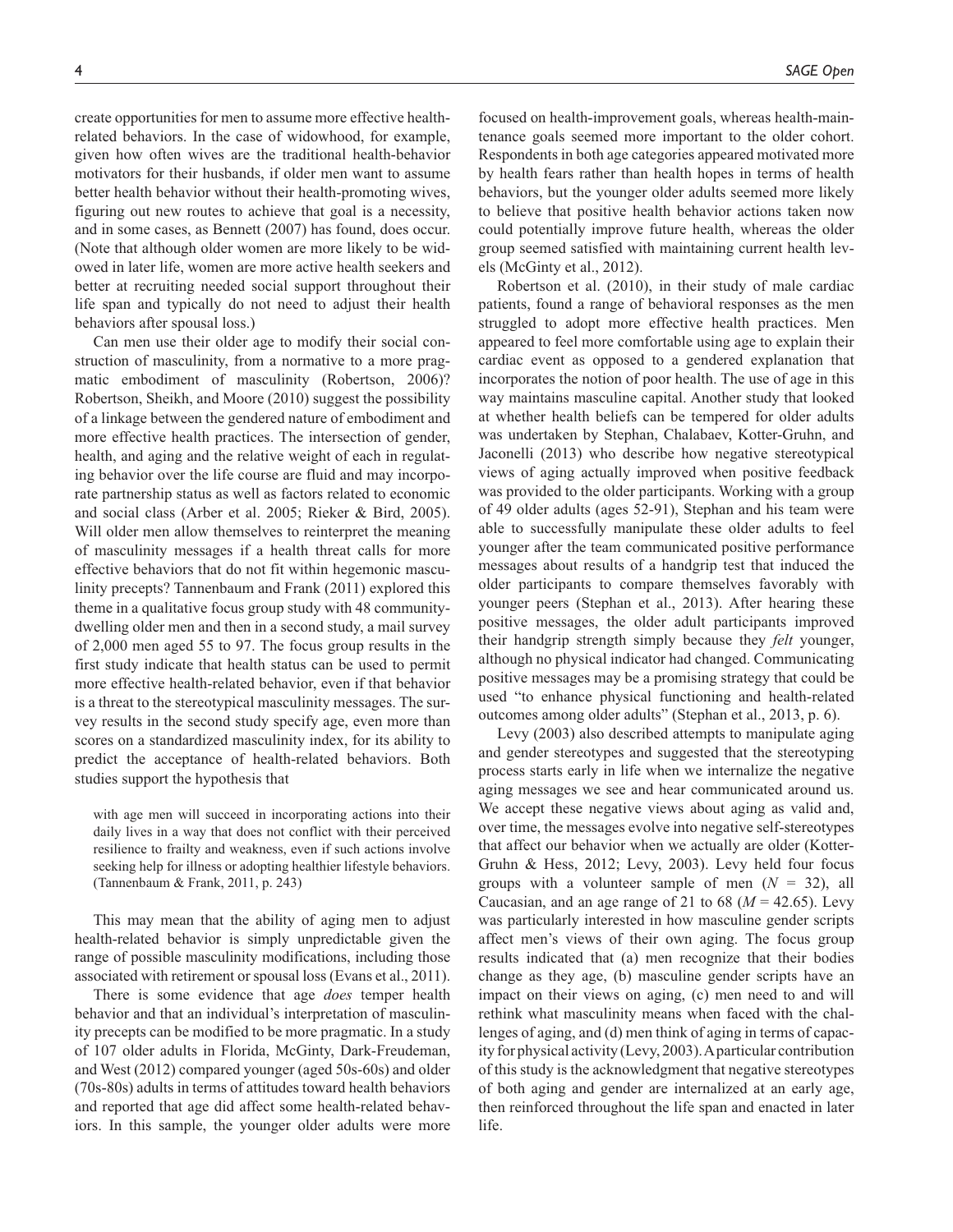create opportunities for men to assume more effective health-related behaviors. In the case of widowhood, for example, given how often wives are the traditional health-behavior motivators for their husbands, if older men want to assume better health behavior without their health-promoting wives, figuring out new routes to achieve that goal is a necessity, and in some cases, as Bennett (2007) has found, does occur. (Note that although older women are more likely to be widowed in later life, women are more active health seekers and better at recruiting needed social support throughout their life span and typically do not need to adjust their health behaviors after spousal loss.)

Can men use their older age to modify their social construction of masculinity, from a normative to a more pragmatic embodiment of masculinity (Robertson, 2006)? Robertson, Sheikh, and Moore (2010) suggest the possibility of a linkage between the gendered nature of embodiment and more effective health practices. The intersection of gender, health, and aging and the relative weight of each in regulating behavior over the life course are fluid and may incorporate partnership status as well as factors related to economic and social class (Arber et al. 2005; Rieker & Bird, 2005). Will older men allow themselves to reinterpret the meaning of masculinity messages if a health threat calls for more effective behaviors that do not fit within hegemonic masculinity precepts? Tannenbaum and Frank (2011) explored this theme in a qualitative focus group study with 48 community-dwelling older men and then in a second study, a mail survey of 2,000 men aged 55 to 97. The focus group results in the first study indicate that health status can be used to permit more effective health-related behavior, even if that behavior is a threat to the stereotypical masculinity messages. The survey results in the second study specify age, even more than scores on a standardized masculinity index, for its ability to predict the acceptance of health-related behaviors. Both studies support the hypothesis that

> with age men will succeed in incorporating actions into their daily lives in a way that does not conflict with their perceived resilience to frailty and weakness, even if such actions involve seeking help for illness or adopting healthier lifestyle behaviors. (Tannenbaum & Frank, 2011, p. 243)

This may mean that the ability of aging men to adjust health-related behavior is simply unpredictable given the range of possible masculinity modifications, including those associated with retirement or spousal loss (Evans et al., 2011).

There is some evidence that age *does* temper health behavior and that an individual's interpretation of masculinity precepts can be modified to be more pragmatic. In a study of 107 older adults in Florida, McGinty, Dark-Freudeman, and West (2012) compared younger (aged 50s-60s) and older (70s-80s) adults in terms of attitudes toward health behaviors and reported that age did affect some health-related behaviors. In this sample, the younger older adults were more focused on health-improvement goals, whereas health-maintenance goals seemed more important to the older cohort. Respondents in both age categories appeared motivated more by health fears rather than health hopes in terms of health behaviors, but the younger older adults seemed more likely to believe that positive health behavior actions taken now could potentially improve future health, whereas the older group seemed satisfied with maintaining current health levels (McGinty et al., 2012).

Robertson et al. (2010), in their study of male cardiac patients, found a range of behavioral responses as the men struggled to adopt more effective health practices. Men appeared to feel more comfortable using age to explain their cardiac event as opposed to a gendered explanation that incorporates the notion of poor health. The use of age in this way maintains masculine capital. Another study that looked at whether health beliefs can be tempered for older adults was undertaken by Stephan, Chalabaev, Kotter-Gruhn, and Jaconelli (2013) who describe how negative stereotypical views of aging actually improved when positive feedback was provided to the older participants. Working with a group of 49 older adults (ages 52-91), Stephan and his team were able to successfully manipulate these older adults to feel younger after the team communicated positive performance messages about results of a handgrip test that induced the older participants to compare themselves favorably with younger peers (Stephan et al., 2013). After hearing these positive messages, the older adult participants improved their handgrip strength simply because they *felt* younger, although no physical indicator had changed. Communicating positive messages may be a promising strategy that could be used "to enhance physical functioning and health-related outcomes among older adults" (Stephan et al., 2013, p. 6).

Levy (2003) also described attempts to manipulate aging and gender stereotypes and suggested that the stereotyping process starts early in life when we internalize the negative aging messages we see and hear communicated around us. We accept these negative views about aging as valid and, over time, the messages evolve into negative self-stereotypes that affect our behavior when we actually are older (Kotter-Gruhn & Hess, 2012; Levy, 2003). Levy held four focus groups with a volunteer sample of men ($N$ = 32), all Caucasian, and an age range of 21 to 68 ($M$ = 42.65). Levy was particularly interested in how masculine gender scripts affect men's views of their own aging. The focus group results indicated that (a) men recognize that their bodies change as they age, (b) masculine gender scripts have an impact on their views on aging, (c) men need to and will rethink what masculinity means when faced with the challenges of aging, and (d) men think of aging in terms of capacity for physical activity (Levy, 2003). A particular contribution of this study is the acknowledgment that negative stereotypes of both aging and gender are internalized at an early age, then reinforced throughout the life span and enacted in later life.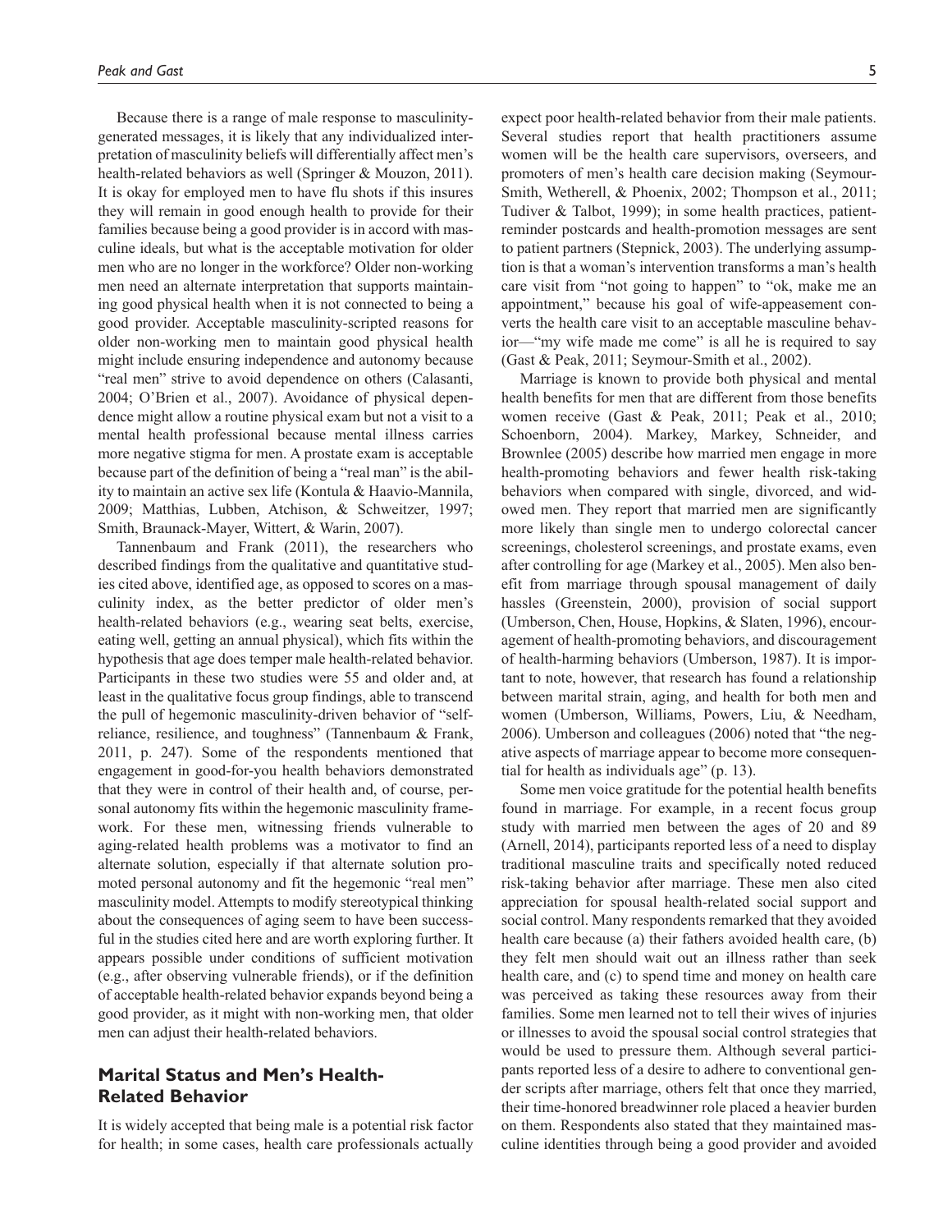Because there is a range of male response to masculinity-generated messages, it is likely that any individualized interpretation of masculinity beliefs will differentially affect men's health-related behaviors as well (Springer & Mouzon, 2011). It is okay for employed men to have flu shots if this insures they will remain in good enough health to provide for their families because being a good provider is in accord with masculine ideals, but what is the acceptable motivation for older men who are no longer in the workforce? Older non-working men need an alternate interpretation that supports maintaining good physical health when it is not connected to being a good provider. Acceptable masculinity-scripted reasons for older non-working men to maintain good physical health might include ensuring independence and autonomy because "real men" strive to avoid dependence on others (Calasanti, 2004; O'Brien et al., 2007). Avoidance of physical dependence might allow a routine physical exam but not a visit to a mental health professional because mental illness carries more negative stigma for men. A prostate exam is acceptable because part of the definition of being a "real man" is the ability to maintain an active sex life (Kontula & Haavio-Mannila, 2009; Matthias, Lubben, Atchison, & Schweitzer, 1997; Smith, Braunack-Mayer, Wittert, & Warin, 2007).

Tannenbaum and Frank (2011), the researchers who described findings from the qualitative and quantitative studies cited above, identified age, as opposed to scores on a masculinity index, as the better predictor of older men's health-related behaviors (e.g., wearing seat belts, exercise, eating well, getting an annual physical), which fits within the hypothesis that age does temper male health-related behavior. Participants in these two studies were 55 and older and, at least in the qualitative focus group findings, able to transcend the pull of hegemonic masculinity-driven behavior of "self-reliance, resilience, and toughness" (Tannenbaum & Frank, 2011, p. 247). Some of the respondents mentioned that engagement in good-for-you health behaviors demonstrated that they were in control of their health and, of course, personal autonomy fits within the hegemonic masculinity framework. For these men, witnessing friends vulnerable to aging-related health problems was a motivator to find an alternate solution, especially if that alternate solution promoted personal autonomy and fit the hegemonic "real men" masculinity model. Attempts to modify stereotypical thinking about the consequences of aging seem to have been successful in the studies cited here and are worth exploring further. It appears possible under conditions of sufficient motivation (e.g., after observing vulnerable friends), or if the definition of acceptable health-related behavior expands beyond being a good provider, as it might with non-working men, that older men can adjust their health-related behaviors.

## Marital Status and Men's Health-Related Behavior

It is widely accepted that being male is a potential risk factor for health; in some cases, health care professionals actually expect poor health-related behavior from their male patients. Several studies report that health practitioners assume women will be the health care supervisors, overseers, and promoters of men's health care decision making (Seymour-Smith, Wetherell, & Phoenix, 2002; Thompson et al., 2011; Tudiver & Talbot, 1999); in some health practices, patient-reminder postcards and health-promotion messages are sent to patient partners (Stepnick, 2003). The underlying assumption is that a woman's intervention transforms a man's health care visit from "not going to happen" to "ok, make me an appointment," because his goal of wife-appeasement converts the health care visit to an acceptable masculine behavior—"my wife made me come" is all he is required to say (Gast & Peak, 2011; Seymour-Smith et al., 2002).

Marriage is known to provide both physical and mental health benefits for men that are different from those benefits women receive (Gast & Peak, 2011; Peak et al., 2010; Schoenborn, 2004). Markey, Markey, Schneider, and Brownlee (2005) describe how married men engage in more health-promoting behaviors and fewer health risk-taking behaviors when compared with single, divorced, and widowed men. They report that married men are significantly more likely than single men to undergo colorectal cancer screenings, cholesterol screenings, and prostate exams, even after controlling for age (Markey et al., 2005). Men also benefit from marriage through spousal management of daily hassles (Greenstein, 2000), provision of social support (Umberson, Chen, House, Hopkins, & Slaten, 1996), encouragement of health-promoting behaviors, and discouragement of health-harming behaviors (Umberson, 1987). It is important to note, however, that research has found a relationship between marital strain, aging, and health for both men and women (Umberson, Williams, Powers, Liu, & Needham, 2006). Umberson and colleagues (2006) noted that "the negative aspects of marriage appear to become more consequential for health as individuals age" (p. 13).

Some men voice gratitude for the potential health benefits found in marriage. For example, in a recent focus group study with married men between the ages of 20 and 89 (Arnell, 2014), participants reported less of a need to display traditional masculine traits and specifically noted reduced risk-taking behavior after marriage. These men also cited appreciation for spousal health-related social support and social control. Many respondents remarked that they avoided health care because (a) their fathers avoided health care, (b) they felt men should wait out an illness rather than seek health care, and (c) to spend time and money on health care was perceived as taking these resources away from their families. Some men learned not to tell their wives of injuries or illnesses to avoid the spousal social control strategies that would be used to pressure them. Although several participants reported less of a desire to adhere to conventional gender scripts after marriage, others felt that once they married, their time-honored breadwinner role placed a heavier burden on them. Respondents also stated that they maintained masculine identities through being a good provider and avoided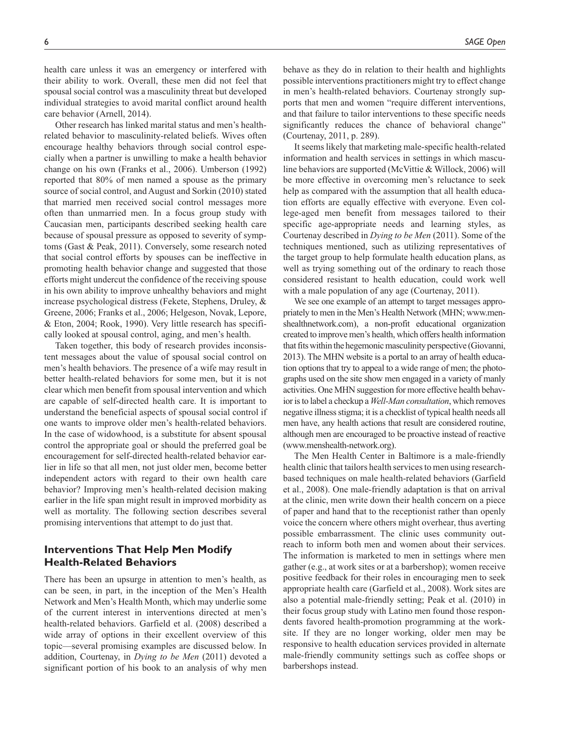health care unless it was an emergency or interfered with their ability to work. Overall, these men did not feel that spousal social control was a masculinity threat but developed individual strategies to avoid marital conflict around health care behavior (Arnell, 2014).

Other research has linked marital status and men's health-related behavior to masculinity-related beliefs. Wives often encourage healthy behaviors through social control especially when a partner is unwilling to make a health behavior change on his own (Franks et al., 2006). Umberson (1992) reported that 80% of men named a spouse as the primary source of social control, and August and Sorkin (2010) stated that married men received social control messages more often than unmarried men. In a focus group study with Caucasian men, participants described seeking health care because of spousal pressure as opposed to severity of symptoms (Gast & Peak, 2011). Conversely, some research noted that social control efforts by spouses can be ineffective in promoting health behavior change and suggested that those efforts might undercut the confidence of the receiving spouse in his own ability to improve unhealthy behaviors and might increase psychological distress (Fekete, Stephens, Druley, & Greene, 2006; Franks et al., 2006; Helgeson, Novak, Lepore, & Eton, 2004; Rook, 1990). Very little research has specifically looked at spousal control, aging, and men's health.

Taken together, this body of research provides inconsistent messages about the value of spousal social control on men's health behaviors. The presence of a wife may result in better health-related behaviors for some men, but it is not clear which men benefit from spousal intervention and which are capable of self-directed health care. It is important to understand the beneficial aspects of spousal social control if one wants to improve older men's health-related behaviors. In the case of widowhood, is a substitute for absent spousal control the appropriate goal or should the preferred goal be encouragement for self-directed health-related behavior earlier in life so that all men, not just older men, become better independent actors with regard to their own health care behavior? Improving men's health-related decision making earlier in the life span might result in improved morbidity as well as mortality. The following section describes several promising interventions that attempt to do just that.

## Interventions That Help Men Modify Health-Related Behaviors

There has been an upsurge in attention to men's health, as can be seen, in part, in the inception of the Men's Health Network and Men's Health Month, which may underlie some of the current interest in interventions directed at men's health-related behaviors. Garfield et al. (2008) described a wide array of options in their excellent overview of this topic—several promising examples are discussed below. In addition, Courtenay, in *Dying to be Men* (2011) devoted a significant portion of his book to an analysis of why men behave as they do in relation to their health and highlights possible interventions practitioners might try to effect change in men's health-related behaviors. Courtenay strongly supports that men and women "require different interventions, and that failure to tailor interventions to these specific needs significantly reduces the chance of behavioral change" (Courtenay, 2011, p. 289).

It seems likely that marketing male-specific health-related information and health services in settings in which masculine behaviors are supported (McVittie & Willock, 2006) will be more effective in overcoming men's reluctance to seek help as compared with the assumption that all health education efforts are equally effective with everyone. Even college-aged men benefit from messages tailored to their specific age-appropriate needs and learning styles, as Courtenay described in *Dying to be Men* (2011). Some of the techniques mentioned, such as utilizing representatives of the target group to help formulate health education plans, as well as trying something out of the ordinary to reach those considered resistant to health education, could work well with a male population of any age (Courtenay, 2011).

We see one example of an attempt to target messages appropriately to men in the Men's Health Network (MHN; www.menshealthnetwork.com), a non-profit educational organization created to improve men's health, which offers health information that fits within the hegemonic masculinity perspective (Giovanni, 2013). The MHN website is a portal to an array of health education options that try to appeal to a wide range of men; the photographs used on the site show men engaged in a variety of manly activities. One MHN suggestion for more effective health behavior is to label a checkup a *Well-Man consultation*, which removes negative illness stigma; it is a checklist of typical health needs all men have, any health actions that result are considered routine, although men are encouraged to be proactive instead of reactive (www.menshealth-network.org).

The Men Health Center in Baltimore is a male-friendly health clinic that tailors health services to men using research-based techniques on male health-related behaviors (Garfield et al., 2008). One male-friendly adaptation is that on arrival at the clinic, men write down their health concern on a piece of paper and hand that to the receptionist rather than openly voice the concern where others might overhear, thus averting possible embarrassment. The clinic uses community outreach to inform both men and women about their services. The information is marketed to men in settings where men gather (e.g., at work sites or at a barbershop); women receive positive feedback for their roles in encouraging men to seek appropriate health care (Garfield et al., 2008). Work sites are also a potential male-friendly setting; Peak et al. (2010) in their focus group study with Latino men found those respondents favored health-promotion programming at the worksite. If they are no longer working, older men may be responsive to health education services provided in alternate male-friendly community settings such as coffee shops or barbershops instead.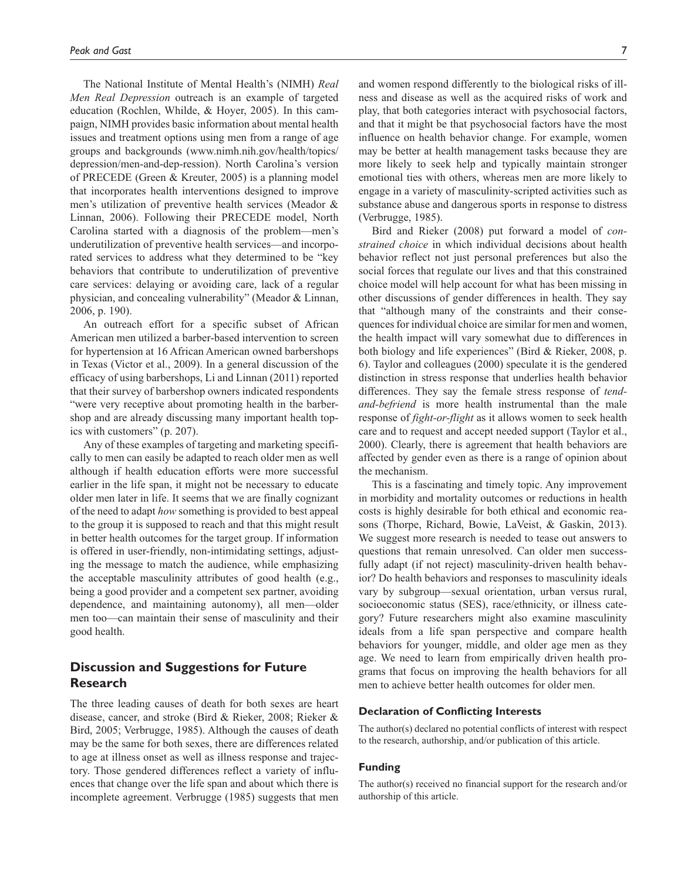The National Institute of Mental Health's (NIMH) *Real Men Real Depression* outreach is an example of targeted education (Rochlen, Whilde, & Hoyer, 2005). In this campaign, NIMH provides basic information about mental health issues and treatment options using men from a range of age groups and backgrounds (www.nimh.nih.gov/health/topics/depression/men-and-dep-ression). North Carolina's version of PRECEDE (Green & Kreuter, 2005) is a planning model that incorporates health interventions designed to improve men's utilization of preventive health services (Meador & Linnan, 2006). Following their PRECEDE model, North Carolina started with a diagnosis of the problem—men's underutilization of preventive health services—and incorporated services to address what they determined to be "key behaviors that contribute to underutilization of preventive care services: delaying or avoiding care, lack of a regular physician, and concealing vulnerability" (Meador & Linnan, 2006, p. 190).

An outreach effort for a specific subset of African American men utilized a barber-based intervention to screen for hypertension at 16 African American owned barbershops in Texas (Victor et al., 2009). In a general discussion of the efficacy of using barbershops, Li and Linnan (2011) reported that their survey of barbershop owners indicated respondents "were very receptive about promoting health in the barbershop and are already discussing many important health topics with customers" (p. 207).

Any of these examples of targeting and marketing specifically to men can easily be adapted to reach older men as well although if health education efforts were more successful earlier in the life span, it might not be necessary to educate older men later in life. It seems that we are finally cognizant of the need to adapt *how* something is provided to best appeal to the group it is supposed to reach and that this might result in better health outcomes for the target group. If information is offered in user-friendly, non-intimidating settings, adjusting the message to match the audience, while emphasizing the acceptable masculinity attributes of good health (e.g., being a good provider and a competent sex partner, avoiding dependence, and maintaining autonomy), all men—older men too—can maintain their sense of masculinity and their good health.

## Discussion and Suggestions for Future Research

The three leading causes of death for both sexes are heart disease, cancer, and stroke (Bird & Rieker, 2008; Rieker & Bird, 2005; Verbrugge, 1985). Although the causes of death may be the same for both sexes, there are differences related to age at illness onset as well as illness response and trajectory. Those gendered differences reflect a variety of influences that change over the life span and about which there is incomplete agreement. Verbrugge (1985) suggests that men and women respond differently to the biological risks of illness and disease as well as the acquired risks of work and play, that both categories interact with psychosocial factors, and that it might be that psychosocial factors have the most influence on health behavior change. For example, women may be better at health management tasks because they are more likely to seek help and typically maintain stronger emotional ties with others, whereas men are more likely to engage in a variety of masculinity-scripted activities such as substance abuse and dangerous sports in response to distress (Verbrugge, 1985).

Bird and Rieker (2008) put forward a model of *constrained choice* in which individual decisions about health behavior reflect not just personal preferences but also the social forces that regulate our lives and that this constrained choice model will help account for what has been missing in other discussions of gender differences in health. They say that "although many of the constraints and their consequences for individual choice are similar for men and women, the health impact will vary somewhat due to differences in both biology and life experiences" (Bird & Rieker, 2008, p. 6). Taylor and colleagues (2000) speculate it is the gendered distinction in stress response that underlies health behavior differences. They say the female stress response of *tend-and-befriend* is more health instrumental than the male response of *fight-or-flight* as it allows women to seek health care and to request and accept needed support (Taylor et al., 2000). Clearly, there is agreement that health behaviors are affected by gender even as there is a range of opinion about the mechanism.

This is a fascinating and timely topic. Any improvement in morbidity and mortality outcomes or reductions in health costs is highly desirable for both ethical and economic reasons (Thorpe, Richard, Bowie, LaVeist, & Gaskin, 2013). We suggest more research is needed to tease out answers to questions that remain unresolved. Can older men successfully adapt (if not reject) masculinity-driven health behavior? Do health behaviors and responses to masculinity ideals vary by subgroup—sexual orientation, urban versus rural, socioeconomic status (SES), race/ethnicity, or illness category? Future researchers might also examine masculinity ideals from a life span perspective and compare health behaviors for younger, middle, and older age men as they age. We need to learn from empirically driven health programs that focus on improving the health behaviors for all men to achieve better health outcomes for older men.

### Declaration of Conflicting Interests

The author(s) declared no potential conflicts of interest with respect to the research, authorship, and/or publication of this article.

### Funding

The author(s) received no financial support for the research and/or authorship of this article.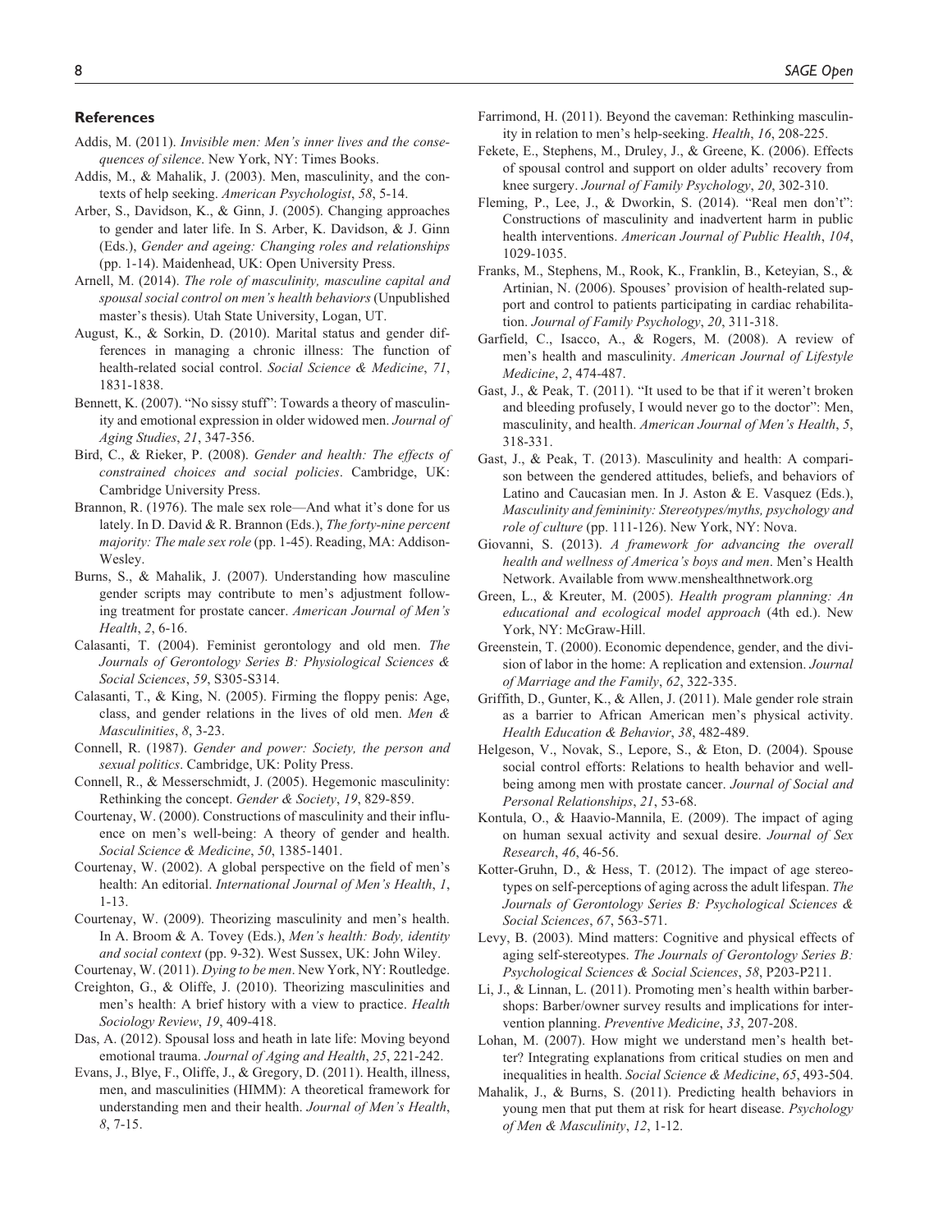## References

Addis, M. (2011). *Invisible men: Men's inner lives and the consequences of silence*. New York, NY: Times Books.

Addis, M., & Mahalik, J. (2003). Men, masculinity, and the contexts of help seeking. *American Psychologist*, *58*, 5-14.

Arber, S., Davidson, K., & Ginn, J. (2005). Changing approaches to gender and later life. In S. Arber, K. Davidson, & J. Ginn (Eds.), *Gender and ageing: Changing roles and relationships* (pp. 1-14). Maidenhead, UK: Open University Press.

Arnell, M. (2014). *The role of masculinity, masculine capital and spousal social control on men's health behaviors* (Unpublished master's thesis). Utah State University, Logan, UT.

August, K., & Sorkin, D. (2010). Marital status and gender differences in managing a chronic illness: The function of health-related social control. *Social Science & Medicine*, *71*, 1831-1838.

Bennett, K. (2007). "No sissy stuff": Towards a theory of masculinity and emotional expression in older widowed men. *Journal of Aging Studies*, *21*, 347-356.

Bird, C., & Rieker, P. (2008). *Gender and health: The effects of constrained choices and social policies*. Cambridge, UK: Cambridge University Press.

Brannon, R. (1976). The male sex role—And what it's done for us lately. In D. David & R. Brannon (Eds.), *The forty-nine percent majority: The male sex role* (pp. 1-45). Reading, MA: Addison-Wesley.

Burns, S., & Mahalik, J. (2007). Understanding how masculine gender scripts may contribute to men's adjustment following treatment for prostate cancer. *American Journal of Men's Health*, *2*, 6-16.

Calasanti, T. (2004). Feminist gerontology and old men. *The Journals of Gerontology Series B: Physiological Sciences & Social Sciences*, *59*, S305-S314.

Calasanti, T., & King, N. (2005). Firming the floppy penis: Age, class, and gender relations in the lives of old men. *Men & Masculinities*, *8*, 3-23.

Connell, R. (1987). *Gender and power: Society, the person and sexual politics*. Cambridge, UK: Polity Press.

Connell, R., & Messerschmidt, J. (2005). Hegemonic masculinity: Rethinking the concept. *Gender & Society*, *19*, 829-859.

Courtenay, W. (2000). Constructions of masculinity and their influence on men's well-being: A theory of gender and health. *Social Science & Medicine*, *50*, 1385-1401.

Courtenay, W. (2002). A global perspective on the field of men's health: An editorial. *International Journal of Men's Health*, *1*, 1-13.

Courtenay, W. (2009). Theorizing masculinity and men's health. In A. Broom & A. Tovey (Eds.), *Men's health: Body, identity and social context* (pp. 9-32). West Sussex, UK: John Wiley.

Courtenay, W. (2011). *Dying to be men*. New York, NY: Routledge.

Creighton, G., & Oliffe, J. (2010). Theorizing masculinities and men's health: A brief history with a view to practice. *Health Sociology Review*, *19*, 409-418.

Das, A. (2012). Spousal loss and heath in late life: Moving beyond emotional trauma. *Journal of Aging and Health*, *25*, 221-242.

Evans, J., Blye, F., Oliffe, J., & Gregory, D. (2011). Health, illness, men, and masculinities (HIMM): A theoretical framework for understanding men and their health. *Journal of Men's Health*, *8*, 7-15.

Farrimond, H. (2011). Beyond the caveman: Rethinking masculinity in relation to men's help-seeking. *Health*, *16*, 208-225.

Fekete, E., Stephens, M., Druley, J., & Greene, K. (2006). Effects of spousal control and support on older adults' recovery from knee surgery. *Journal of Family Psychology*, *20*, 302-310.

Fleming, P., Lee, J., & Dworkin, S. (2014). "Real men don't": Constructions of masculinity and inadvertent harm in public health interventions. *American Journal of Public Health*, *104*, 1029-1035.

Franks, M., Stephens, M., Rook, K., Franklin, B., Keteyian, S., & Artinian, N. (2006). Spouses' provision of health-related support and control to patients participating in cardiac rehabilitation. *Journal of Family Psychology*, *20*, 311-318.

Garfield, C., Isacco, A., & Rogers, M. (2008). A review of men's health and masculinity. *American Journal of Lifestyle Medicine*, *2*, 474-487.

Gast, J., & Peak, T. (2011). "It used to be that if it weren't broken and bleeding profusely, I would never go to the doctor": Men, masculinity, and health. *American Journal of Men's Health*, *5*, 318-331.

Gast, J., & Peak, T. (2013). Masculinity and health: A comparison between the gendered attitudes, beliefs, and behaviors of Latino and Caucasian men. In J. Aston & E. Vasquez (Eds.), *Masculinity and femininity: Stereotypes/myths, psychology and role of culture* (pp. 111-126). New York, NY: Nova.

Giovanni, S. (2013). *A framework for advancing the overall health and wellness of America's boys and men*. Men's Health Network. Available from www.menshealthnetwork.org

Green, L., & Kreuter, M. (2005). *Health program planning: An educational and ecological model approach* (4th ed.). New York, NY: McGraw-Hill.

Greenstein, T. (2000). Economic dependence, gender, and the division of labor in the home: A replication and extension. *Journal of Marriage and the Family*, *62*, 322-335.

Griffith, D., Gunter, K., & Allen, J. (2011). Male gender role strain as a barrier to African American men's physical activity. *Health Education & Behavior*, *38*, 482-489.

Helgeson, V., Novak, S., Lepore, S., & Eton, D. (2004). Spouse social control efforts: Relations to health behavior and well-being among men with prostate cancer. *Journal of Social and Personal Relationships*, *21*, 53-68.

Kontula, O., & Haavio-Mannila, E. (2009). The impact of aging on human sexual activity and sexual desire. *Journal of Sex Research*, *46*, 46-56.

Kotter-Gruhn, D., & Hess, T. (2012). The impact of age stereotypes on self-perceptions of aging across the adult lifespan. *The Journals of Gerontology Series B: Psychological Sciences & Social Sciences*, *67*, 563-571.

Levy, B. (2003). Mind matters: Cognitive and physical effects of aging self-stereotypes. *The Journals of Gerontology Series B: Psychological Sciences & Social Sciences*, *58*, P203-P211.

Li, J., & Linnan, L. (2011). Promoting men's health within barbershops: Barber/owner survey results and implications for intervention planning. *Preventive Medicine*, *33*, 207-208.

Lohan, M. (2007). How might we understand men's health better? Integrating explanations from critical studies on men and inequalities in health. *Social Science & Medicine*, *65*, 493-504.

Mahalik, J., & Burns, S. (2011). Predicting health behaviors in young men that put them at risk for heart disease. *Psychology of Men & Masculinity*, *12*, 1-12.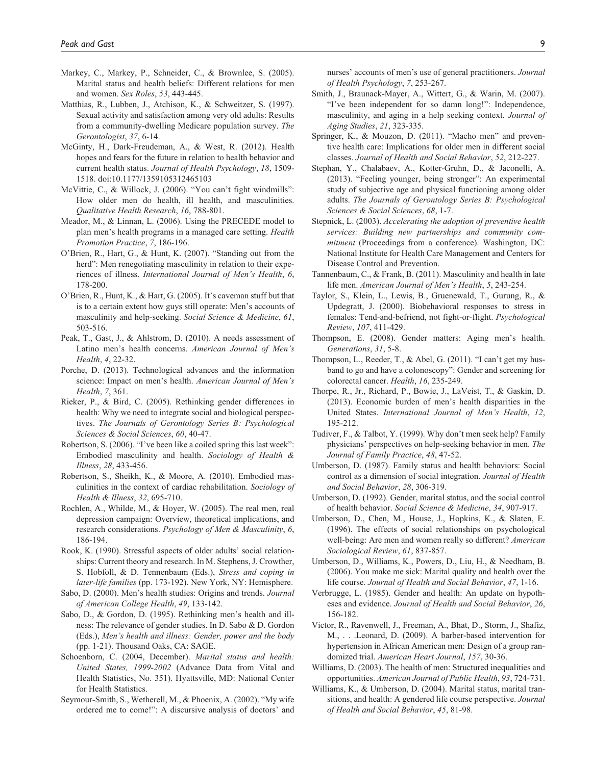Markey, C., Markey, P., Schneider, C., & Brownlee, S. (2005). Marital status and health beliefs: Different relations for men and women. *Sex Roles*, *53*, 443-445.

Matthias, R., Lubben, J., Atchison, K., & Schweitzer, S. (1997). Sexual activity and satisfaction among very old adults: Results from a community-dwelling Medicare population survey. *The Gerontologist*, *37*, 6-14.

McGinty, H., Dark-Freudeman, A., & West, R. (2012). Health hopes and fears for the future in relation to health behavior and current health status. *Journal of Health Psychology*, *18*, 1509-1518. doi:10.1177/1359105312465103

McVittie, C., & Willock, J. (2006). "You can't fight windmills": How older men do health, ill health, and masculinities. *Qualitative Health Research*, *16*, 788-801.

Meador, M., & Linnan, L. (2006). Using the PRECEDE model to plan men's health programs in a managed care setting. *Health Promotion Practice*, *7*, 186-196.

O'Brien, R., Hart, G., & Hunt, K. (2007). "Standing out from the herd": Men renegotiating masculinity in relation to their experiences of illness. *International Journal of Men's Health*, *6*, 178-200.

O'Brien, R., Hunt, K., & Hart, G. (2005). It's caveman stuff but that is to a certain extent how guys still operate: Men's accounts of masculinity and help-seeking. *Social Science & Medicine*, *61*, 503-516.

Peak, T., Gast, J., & Ahlstrom, D. (2010). A needs assessment of Latino men's health concerns. *American Journal of Men's Health*, *4*, 22-32.

Porche, D. (2013). Technological advances and the information science: Impact on men's health. *American Journal of Men's Health*, *7*, 361.

Rieker, P., & Bird, C. (2005). Rethinking gender differences in health: Why we need to integrate social and biological perspectives. *The Journals of Gerontology Series B: Psychological Sciences & Social Sciences*, *60*, 40-47.

Robertson, S. (2006). "I've been like a coiled spring this last week": Embodied masculinity and health. *Sociology of Health & Illness*, *28*, 433-456.

Robertson, S., Sheikh, K., & Moore, A. (2010). Embodied masculinities in the context of cardiac rehabilitation. *Sociology of Health & Illness*, *32*, 695-710.

Rochlen, A., Whilde, M., & Hoyer, W. (2005). The real men, real depression campaign: Overview, theoretical implications, and research considerations. *Psychology of Men & Masculinity*, *6*, 186-194.

Rook, K. (1990). Stressful aspects of older adults' social relationships: Current theory and research. In M. Stephens, J. Crowther, S. Hobfoll, & D. Tennenbaum (Eds.), *Stress and coping in later-life families* (pp. 173-192). New York, NY: Hemisphere.

Sabo, D. (2000). Men's health studies: Origins and trends. *Journal of American College Health*, *49*, 133-142.

Sabo, D., & Gordon, D. (1995). Rethinking men's health and illness: The relevance of gender studies. In D. Sabo & D. Gordon (Eds.), *Men's health and illness: Gender, power and the body* (pp. 1-21). Thousand Oaks, CA: SAGE.

Schoenborn, C. (2004, December). *Marital status and health: United States, 1999-2002* (Advance Data from Vital and Health Statistics, No. 351). Hyattsville, MD: National Center for Health Statistics.

Seymour-Smith, S., Wetherell, M., & Phoenix, A. (2002). "My wife ordered me to come!": A discursive analysis of doctors' and nurses' accounts of men's use of general practitioners. *Journal of Health Psychology*, *7*, 253-267.

Smith, J., Braunack-Mayer, A., Wittert, G., & Warin, M. (2007). "I've been independent for so damn long!": Independence, masculinity, and aging in a help seeking context. *Journal of Aging Studies*, *21*, 323-335.

Springer, K., & Mouzon, D. (2011). "Macho men" and preventive health care: Implications for older men in different social classes. *Journal of Health and Social Behavior*, *52*, 212-227.

Stephan, Y., Chalabaev, A., Kotter-Gruhn, D., & Jaconelli, A. (2013). "Feeling younger, being stronger": An experimental study of subjective age and physical functioning among older adults. *The Journals of Gerontology Series B: Psychological Sciences & Social Sciences*, *68*, 1-7.

Stepnick, L. (2003). *Accelerating the adoption of preventive health services: Building new partnerships and community commitment* (Proceedings from a conference). Washington, DC: National Institute for Health Care Management and Centers for Disease Control and Prevention.

Tannenbaum, C., & Frank, B. (2011). Masculinity and health in late life men. *American Journal of Men's Health*, *5*, 243-254.

Taylor, S., Klein, L., Lewis, B., Gruenewald, T., Gurung, R., & Updegratt, J. (2000). Biobehavioral responses to stress in females: Tend-and-befriend, not fight-or-flight. *Psychological Review*, *107*, 411-429.

Thompson, E. (2008). Gender matters: Aging men's health. *Generations*, *31*, 5-8.

Thompson, L., Reeder, T., & Abel, G. (2011). "I can't get my husband to go and have a colonoscopy": Gender and screening for colorectal cancer. *Health*, *16*, 235-249.

Thorpe, R., Jr., Richard, P., Bowie, J., LaVeist, T., & Gaskin, D. (2013). Economic burden of men's health disparities in the United States. *International Journal of Men's Health*, *12*, 195-212.

Tudiver, F., & Talbot, Y. (1999). Why don't men seek help? Family physicians' perspectives on help-seeking behavior in men. *The Journal of Family Practice*, *48*, 47-52.

Umberson, D. (1987). Family status and health behaviors: Social control as a dimension of social integration. *Journal of Health and Social Behavior*, *28*, 306-319.

Umberson, D. (1992). Gender, marital status, and the social control of health behavior. *Social Science & Medicine*, *34*, 907-917.

Umberson, D., Chen, M., House, J., Hopkins, K., & Slaten, E. (1996). The effects of social relationships on psychological well-being: Are men and women really so different? *American Sociological Review*, *61*, 837-857.

Umberson, D., Williams, K., Powers, D., Liu, H., & Needham, B. (2006). You make me sick: Marital quality and health over the life course. *Journal of Health and Social Behavior*, *47*, 1-16.

Verbrugge, L. (1985). Gender and health: An update on hypotheses and evidence. *Journal of Health and Social Behavior*, *26*, 156-182.

Victor, R., Ravenwell, J., Freeman, A., Bhat, D., Storm, J., Shafiz, M., . . .Leonard, D. (2009). A barber-based intervention for hypertension in African American men: Design of a group randomized trial. *American Heart Journal*, *157*, 30-36.

Williams, D. (2003). The health of men: Structured inequalities and opportunities. *American Journal of Public Health*, *93*, 724-731.

Williams, K., & Umberson, D. (2004). Marital status, marital transitions, and health: A gendered life course perspective. *Journal of Health and Social Behavior*, *45*, 81-98.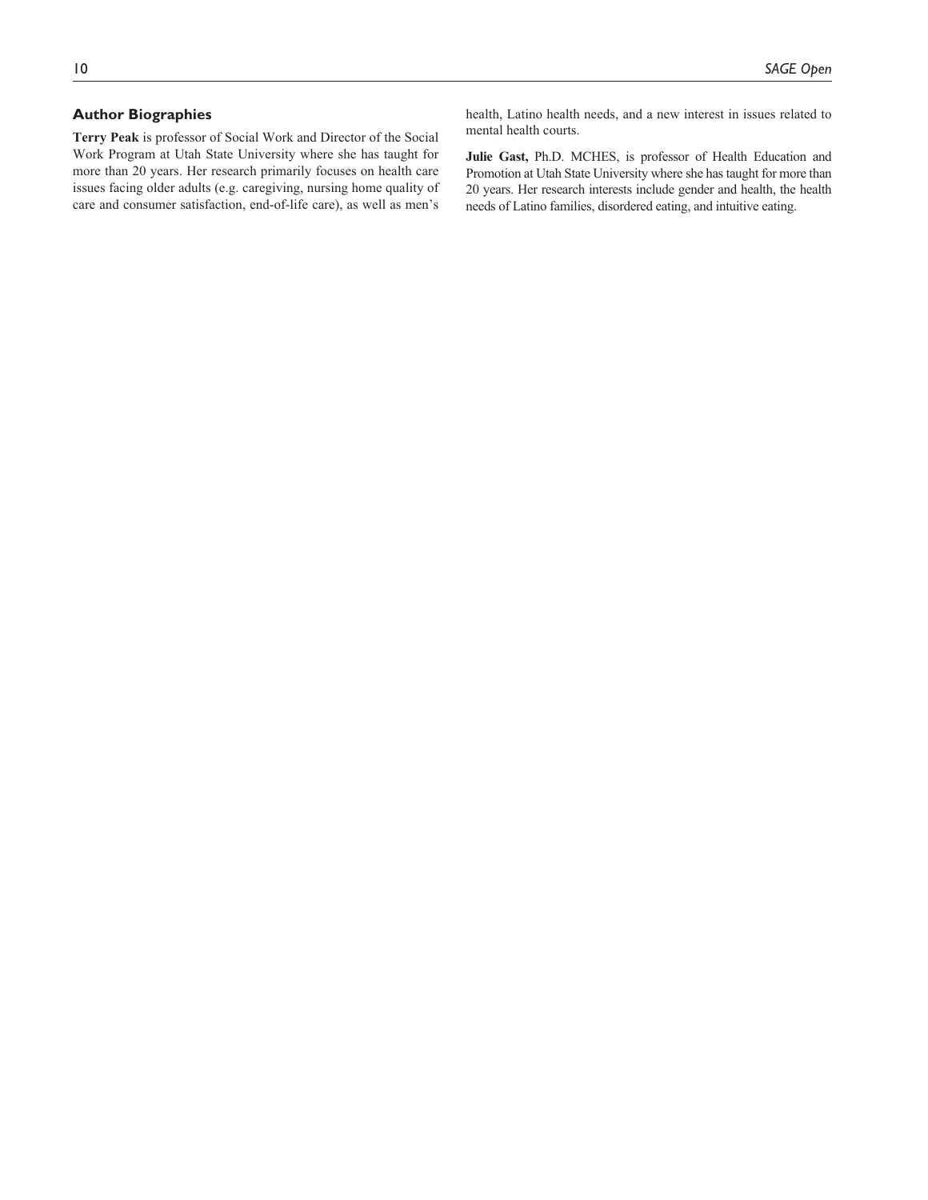## Author Biographies

**Terry Peak** is professor of Social Work and Director of the Social Work Program at Utah State University where she has taught for more than 20 years. Her research primarily focuses on health care issues facing older adults (e.g. caregiving, nursing home quality of care and consumer satisfaction, end-of-life care), as well as men's health, Latino health needs, and a new interest in issues related to mental health courts.

**Julie Gast,** Ph.D. MCHES, is professor of Health Education and Promotion at Utah State University where she has taught for more than 20 years. Her research interests include gender and health, the health needs of Latino families, disordered eating, and intuitive eating.